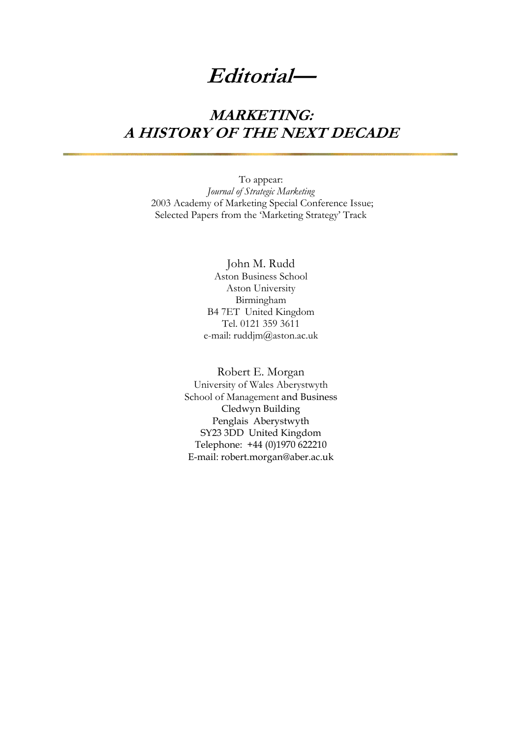# *Editorial—*

## *MARKETING: A HISTORY OF THE NEXT DECADE*

---

To appear:
*Journal of Strategic Marketing*
2003 Academy of Marketing Special Conference Issue;
Selected Papers from the 'Marketing Strategy' Track

John M. Rudd
Aston Business School
Aston University
Birmingham
B4 7ET United Kingdom
Tel. 0121 359 3611
e-mail: ruddjm@aston.ac.uk

Robert E. Morgan
University of Wales Aberystwyth
School of Management and Business
Cledwyn Building
Penglais Aberystwyth
SY23 3DD United Kingdom
Telephone: +44 (0)1970 622210
E-mail: robert.morgan@aber.ac.uk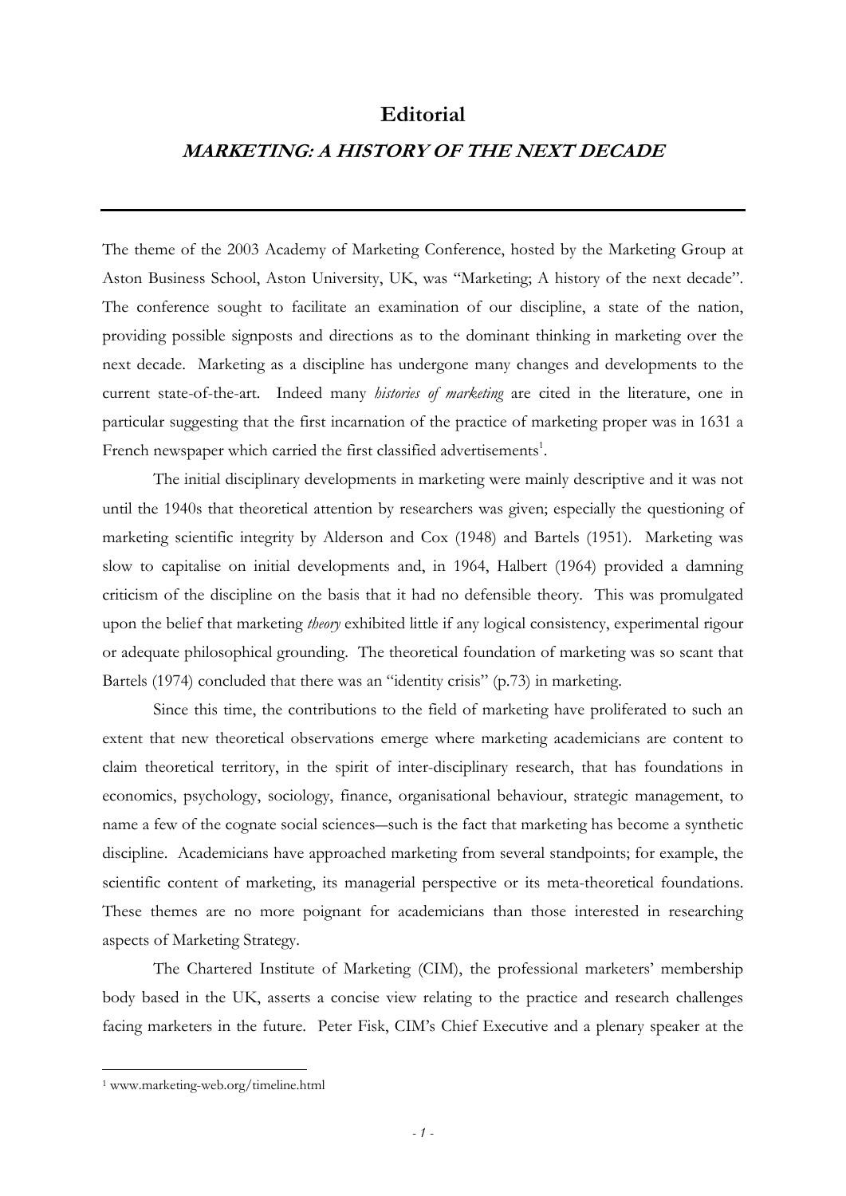# Editorial

## *MARKETING: A HISTORY OF THE NEXT DECADE*

The theme of the 2003 Academy of Marketing Conference, hosted by the Marketing Group at Aston Business School, Aston University, UK, was "Marketing; A history of the next decade". The conference sought to facilitate an examination of our discipline, a state of the nation, providing possible signposts and directions as to the dominant thinking in marketing over the next decade. Marketing as a discipline has undergone many changes and developments to the current state-of-the-art. Indeed many *histories of marketing* are cited in the literature, one in particular suggesting that the first incarnation of the practice of marketing proper was in 1631 a French newspaper which carried the first classified advertisements[1].

The initial disciplinary developments in marketing were mainly descriptive and it was not until the 1940s that theoretical attention by researchers was given; especially the questioning of marketing scientific integrity by Alderson and Cox (1948) and Bartels (1951). Marketing was slow to capitalise on initial developments and, in 1964, Halbert (1964) provided a damning criticism of the discipline on the basis that it had no defensible theory. This was promulgated upon the belief that marketing *theory* exhibited little if any logical consistency, experimental rigour or adequate philosophical grounding. The theoretical foundation of marketing was so scant that Bartels (1974) concluded that there was an "identity crisis" (p.73) in marketing.

Since this time, the contributions to the field of marketing have proliferated to such an extent that new theoretical observations emerge where marketing academicians are content to claim theoretical territory, in the spirit of inter-disciplinary research, that has foundations in economics, psychology, sociology, finance, organisational behaviour, strategic management, to name a few of the cognate social sciences—such is the fact that marketing has become a synthetic discipline. Academicians have approached marketing from several standpoints; for example, the scientific content of marketing, its managerial perspective or its meta-theoretical foundations. These themes are no more poignant for academicians than those interested in researching aspects of Marketing Strategy.

The Chartered Institute of Marketing (CIM), the professional marketers' membership body based in the UK, asserts a concise view relating to the practice and research challenges facing marketers in the future. Peter Fisk, CIM's Chief Executive and a plenary speaker at the

---

[1] www.marketing-web.org/timeline.html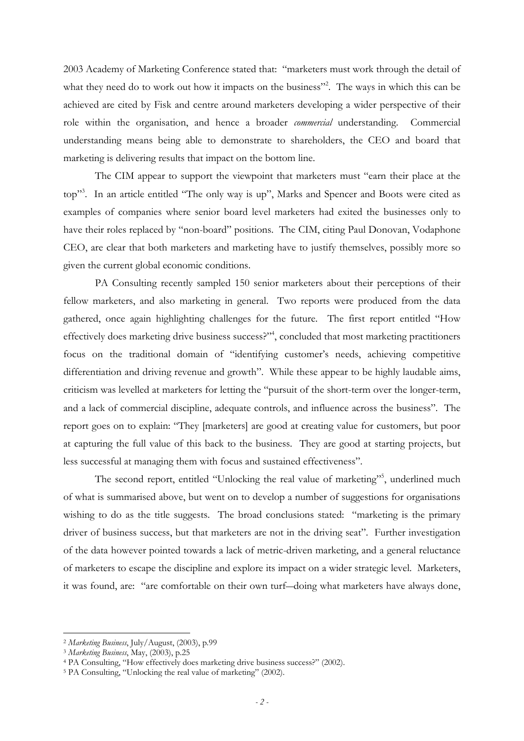2003 Academy of Marketing Conference stated that: "marketers must work through the detail of what they need do to work out how it impacts on the business"[2]. The ways in which this can be achieved are cited by Fisk and centre around marketers developing a wider perspective of their role within the organisation, and hence a broader *commercial* understanding. Commercial understanding means being able to demonstrate to shareholders, the CEO and board that marketing is delivering results that impact on the bottom line.

The CIM appear to support the viewpoint that marketers must "earn their place at the top"[3]. In an article entitled "The only way is up", Marks and Spencer and Boots were cited as examples of companies where senior board level marketers had exited the businesses only to have their roles replaced by "non-board" positions. The CIM, citing Paul Donovan, Vodaphone CEO, are clear that both marketers and marketing have to justify themselves, possibly more so given the current global economic conditions.

PA Consulting recently sampled 150 senior marketers about their perceptions of their fellow marketers, and also marketing in general. Two reports were produced from the data gathered, once again highlighting challenges for the future. The first report entitled "How effectively does marketing drive business success?"[4], concluded that most marketing practitioners focus on the traditional domain of "identifying customer's needs, achieving competitive differentiation and driving revenue and growth". While these appear to be highly laudable aims, criticism was levelled at marketers for letting the "pursuit of the short-term over the longer-term, and a lack of commercial discipline, adequate controls, and influence across the business". The report goes on to explain: "They [marketers] are good at creating value for customers, but poor at capturing the full value of this back to the business. They are good at starting projects, but less successful at managing them with focus and sustained effectiveness".

The second report, entitled "Unlocking the real value of marketing"[5], underlined much of what is summarised above, but went on to develop a number of suggestions for organisations wishing to do as the title suggests. The broad conclusions stated: "marketing is the primary driver of business success, but that marketers are not in the driving seat". Further investigation of the data however pointed towards a lack of metric-driven marketing, and a general reluctance of marketers to escape the discipline and explore its impact on a wider strategic level. Marketers, it was found, are: "are comfortable on their own turf—doing what marketers have always done,

---

[2] *Marketing Business*, July/August, (2003), p.99

[3] *Marketing Business*, May, (2003), p.25

[4] PA Consulting, "How effectively does marketing drive business success?" (2002).

[5] PA Consulting, "Unlocking the real value of marketing" (2002).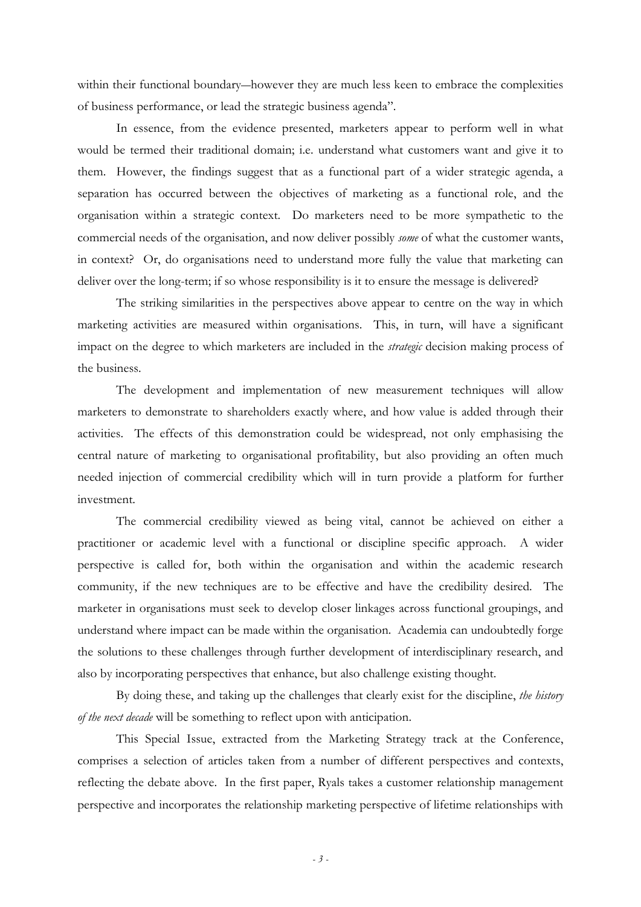within their functional boundary—however they are much less keen to embrace the complexities of business performance, or lead the strategic business agenda".

In essence, from the evidence presented, marketers appear to perform well in what would be termed their traditional domain; i.e. understand what customers want and give it to them. However, the findings suggest that as a functional part of a wider strategic agenda, a separation has occurred between the objectives of marketing as a functional role, and the organisation within a strategic context. Do marketers need to be more sympathetic to the commercial needs of the organisation, and now deliver possibly *some* of what the customer wants, in context? Or, do organisations need to understand more fully the value that marketing can deliver over the long-term; if so whose responsibility is it to ensure the message is delivered?

The striking similarities in the perspectives above appear to centre on the way in which marketing activities are measured within organisations. This, in turn, will have a significant impact on the degree to which marketers are included in the *strategic* decision making process of the business.

The development and implementation of new measurement techniques will allow marketers to demonstrate to shareholders exactly where, and how value is added through their activities. The effects of this demonstration could be widespread, not only emphasising the central nature of marketing to organisational profitability, but also providing an often much needed injection of commercial credibility which will in turn provide a platform for further investment.

The commercial credibility viewed as being vital, cannot be achieved on either a practitioner or academic level with a functional or discipline specific approach. A wider perspective is called for, both within the organisation and within the academic research community, if the new techniques are to be effective and have the credibility desired. The marketer in organisations must seek to develop closer linkages across functional groupings, and understand where impact can be made within the organisation. Academia can undoubtedly forge the solutions to these challenges through further development of interdisciplinary research, and also by incorporating perspectives that enhance, but also challenge existing thought.

By doing these, and taking up the challenges that clearly exist for the discipline, *the history of the next decade* will be something to reflect upon with anticipation.

This Special Issue, extracted from the Marketing Strategy track at the Conference, comprises a selection of articles taken from a number of different perspectives and contexts, reflecting the debate above. In the first paper, Ryals takes a customer relationship management perspective and incorporates the relationship marketing perspective of lifetime relationships with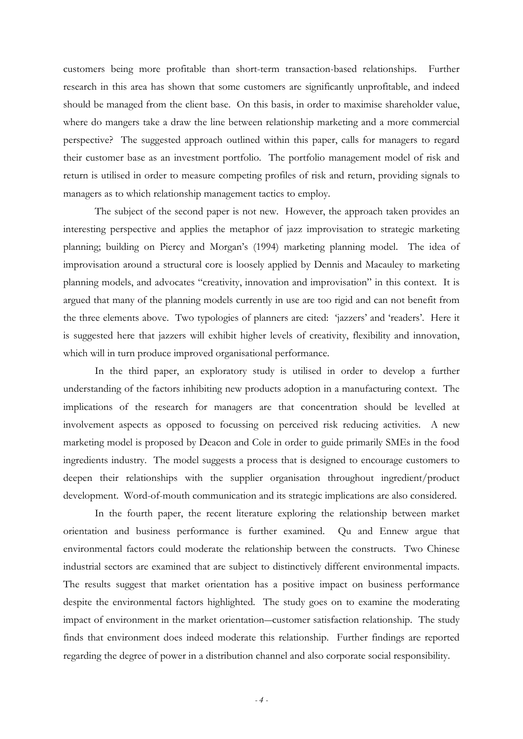customers being more profitable than short-term transaction-based relationships. Further research in this area has shown that some customers are significantly unprofitable, and indeed should be managed from the client base. On this basis, in order to maximise shareholder value, where do mangers take a draw the line between relationship marketing and a more commercial perspective? The suggested approach outlined within this paper, calls for managers to regard their customer base as an investment portfolio. The portfolio management model of risk and return is utilised in order to measure competing profiles of risk and return, providing signals to managers as to which relationship management tactics to employ.

The subject of the second paper is not new. However, the approach taken provides an interesting perspective and applies the metaphor of jazz improvisation to strategic marketing planning; building on Piercy and Morgan's (1994) marketing planning model. The idea of improvisation around a structural core is loosely applied by Dennis and Macauley to marketing planning models, and advocates "creativity, innovation and improvisation" in this context. It is argued that many of the planning models currently in use are too rigid and can not benefit from the three elements above. Two typologies of planners are cited: 'jazzers' and 'readers'. Here it is suggested here that jazzers will exhibit higher levels of creativity, flexibility and innovation, which will in turn produce improved organisational performance.

In the third paper, an exploratory study is utilised in order to develop a further understanding of the factors inhibiting new products adoption in a manufacturing context. The implications of the research for managers are that concentration should be levelled at involvement aspects as opposed to focussing on perceived risk reducing activities. A new marketing model is proposed by Deacon and Cole in order to guide primarily SMEs in the food ingredients industry. The model suggests a process that is designed to encourage customers to deepen their relationships with the supplier organisation throughout ingredient/product development. Word-of-mouth communication and its strategic implications are also considered.

In the fourth paper, the recent literature exploring the relationship between market orientation and business performance is further examined. Qu and Ennew argue that environmental factors could moderate the relationship between the constructs. Two Chinese industrial sectors are examined that are subject to distinctively different environmental impacts. The results suggest that market orientation has a positive impact on business performance despite the environmental factors highlighted. The study goes on to examine the moderating impact of environment in the market orientation—customer satisfaction relationship. The study finds that environment does indeed moderate this relationship. Further findings are reported regarding the degree of power in a distribution channel and also corporate social responsibility.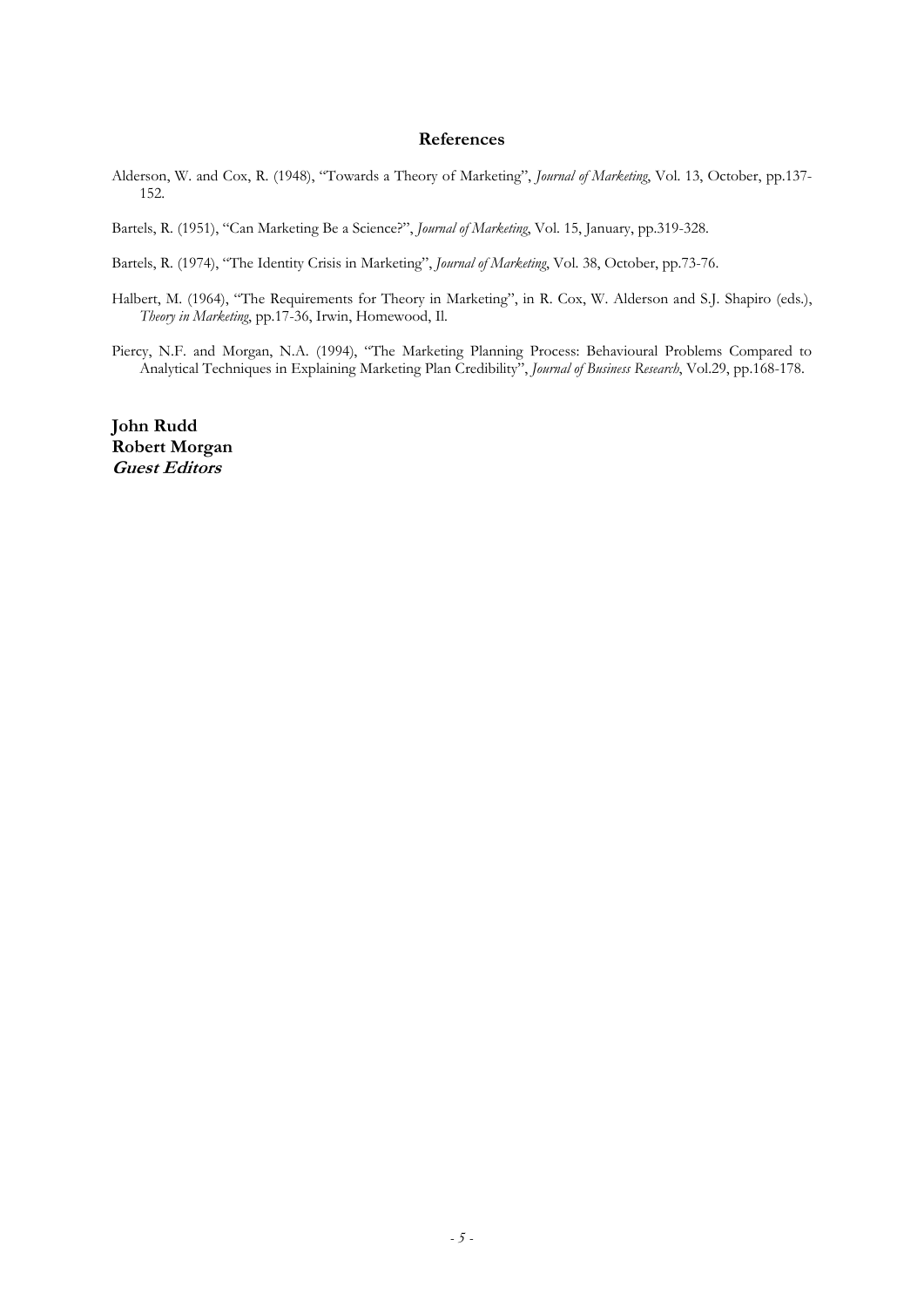## References

Alderson, W. and Cox, R. (1948), "Towards a Theory of Marketing", *Journal of Marketing*, Vol. 13, October, pp.137-152.

Bartels, R. (1951), "Can Marketing Be a Science?", *Journal of Marketing*, Vol. 15, January, pp.319-328.

Bartels, R. (1974), "The Identity Crisis in Marketing", *Journal of Marketing*, Vol. 38, October, pp.73-76.

Halbert, M. (1964), "The Requirements for Theory in Marketing", in R. Cox, W. Alderson and S.J. Shapiro (eds.), *Theory in Marketing*, pp.17-36, Irwin, Homewood, Il.

Piercy, N.F. and Morgan, N.A. (1994), "The Marketing Planning Process: Behavioural Problems Compared to Analytical Techniques in Explaining Marketing Plan Credibility", *Journal of Business Research*, Vol.29, pp.168-178.

**John Rudd**
**Robert Morgan**
***Guest Editors***